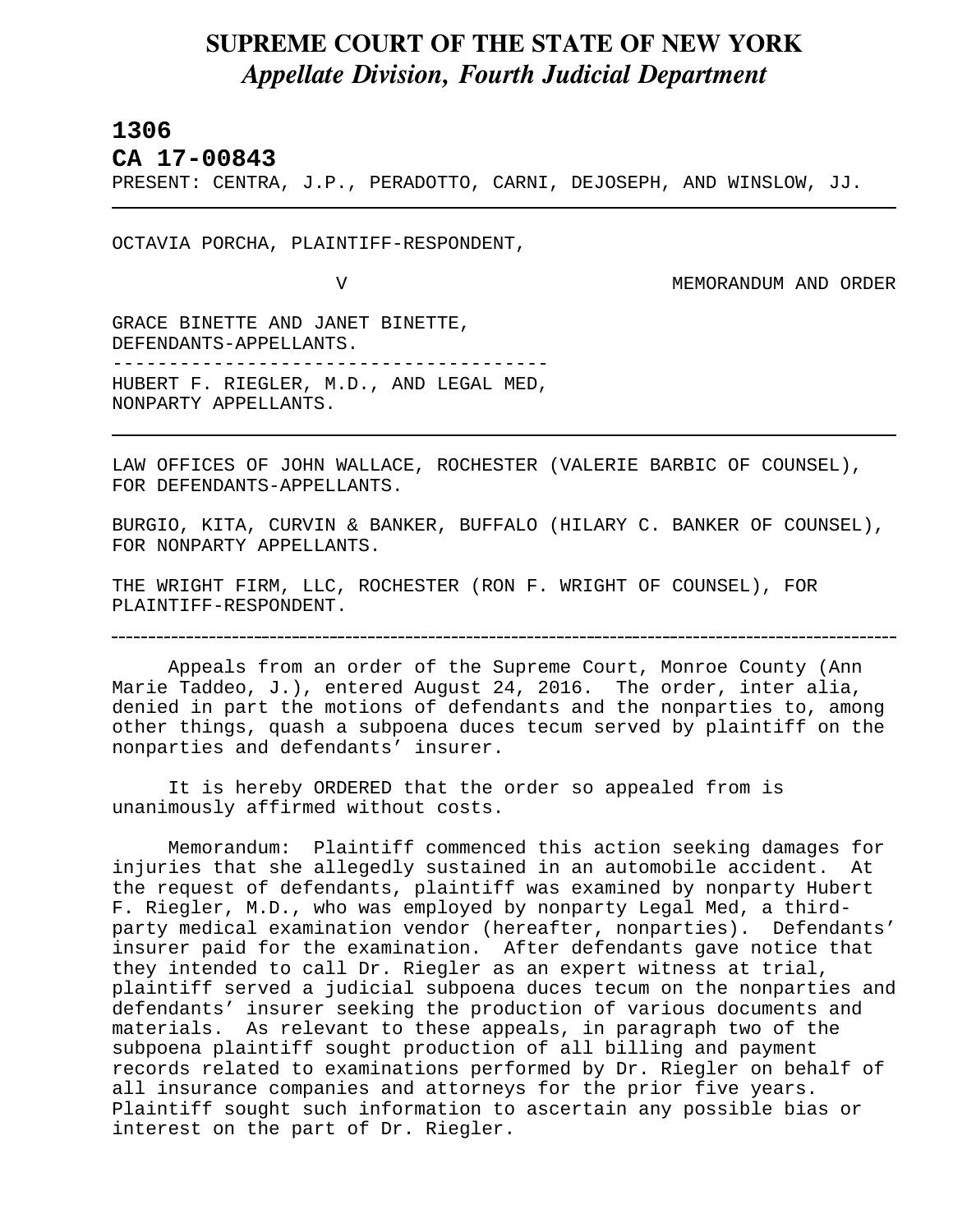# SUPREME COURT OF THE STATE OF NEW YORK
## *Appellate Division, Fourth Judicial Department*

**1306**

**CA 17-00843**

PRESENT: CENTRA, J.P., PERADOTTO, CARNI, DEJOSEPH, AND WINSLOW, JJ.

---

OCTAVIA PORCHA, PLAINTIFF-RESPONDENT,

V MEMORANDUM AND ORDER

GRACE BINETTE AND JANET BINETTE,
DEFENDANTS-APPELLANTS.

---

HUBERT F. RIEGLER, M.D., AND LEGAL MED,
NONPARTY APPELLANTS.

---

LAW OFFICES OF JOHN WALLACE, ROCHESTER (VALERIE BARBIC OF COUNSEL), FOR DEFENDANTS-APPELLANTS.

BURGIO, KITA, CURVIN & BANKER, BUFFALO (HILARY C. BANKER OF COUNSEL), FOR NONPARTY APPELLANTS.

THE WRIGHT FIRM, LLC, ROCHESTER (RON F. WRIGHT OF COUNSEL), FOR PLAINTIFF-RESPONDENT.

---

Appeals from an order of the Supreme Court, Monroe County (Ann Marie Taddeo, J.), entered August 24, 2016. The order, inter alia, denied in part the motions of defendants and the nonparties to, among other things, quash a subpoena duces tecum served by plaintiff on the nonparties and defendants' insurer.

It is hereby ORDERED that the order so appealed from is unanimously affirmed without costs.

Memorandum: Plaintiff commenced this action seeking damages for injuries that she allegedly sustained in an automobile accident. At the request of defendants, plaintiff was examined by nonparty Hubert F. Riegler, M.D., who was employed by nonparty Legal Med, a third-party medical examination vendor (hereafter, nonparties). Defendants' insurer paid for the examination. After defendants gave notice that they intended to call Dr. Riegler as an expert witness at trial, plaintiff served a judicial subpoena duces tecum on the nonparties and defendants' insurer seeking the production of various documents and materials. As relevant to these appeals, in paragraph two of the subpoena plaintiff sought production of all billing and payment records related to examinations performed by Dr. Riegler on behalf of all insurance companies and attorneys for the prior five years. Plaintiff sought such information to ascertain any possible bias or interest on the part of Dr. Riegler.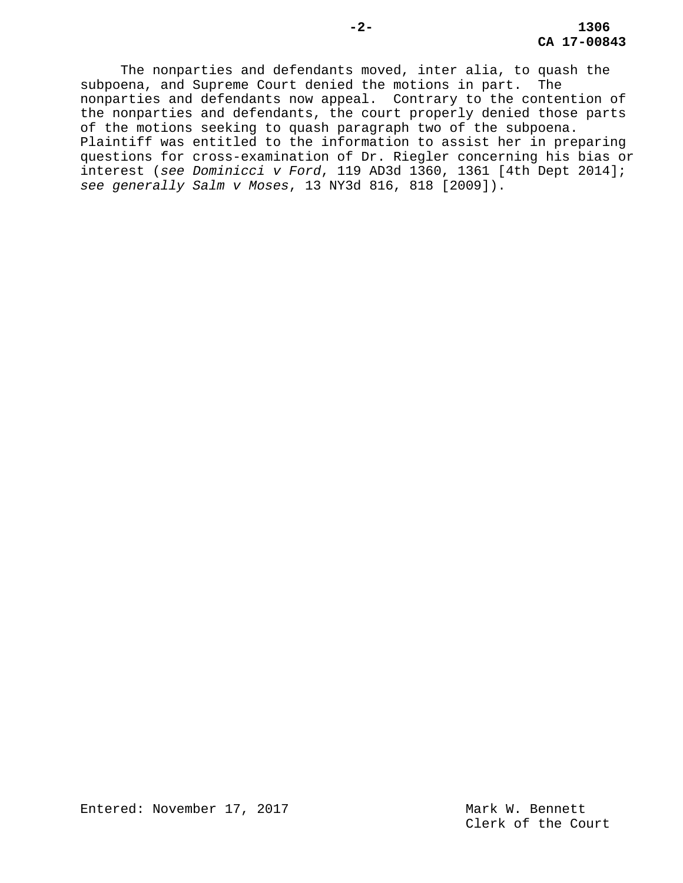The nonparties and defendants moved, inter alia, to quash the subpoena, and Supreme Court denied the motions in part. The nonparties and defendants now appeal. Contrary to the contention of the nonparties and defendants, the court properly denied those parts of the motions seeking to quash paragraph two of the subpoena. Plaintiff was entitled to the information to assist her in preparing questions for cross-examination of Dr. Riegler concerning his bias or interest (*see Dominicci v Ford*, 119 AD3d 1360, 1361 [4th Dept 2014]; *see generally Salm v Moses*, 13 NY3d 816, 818 [2009]).

Entered: November 17, 2017

Mark W. Bennett
Clerk of the Court